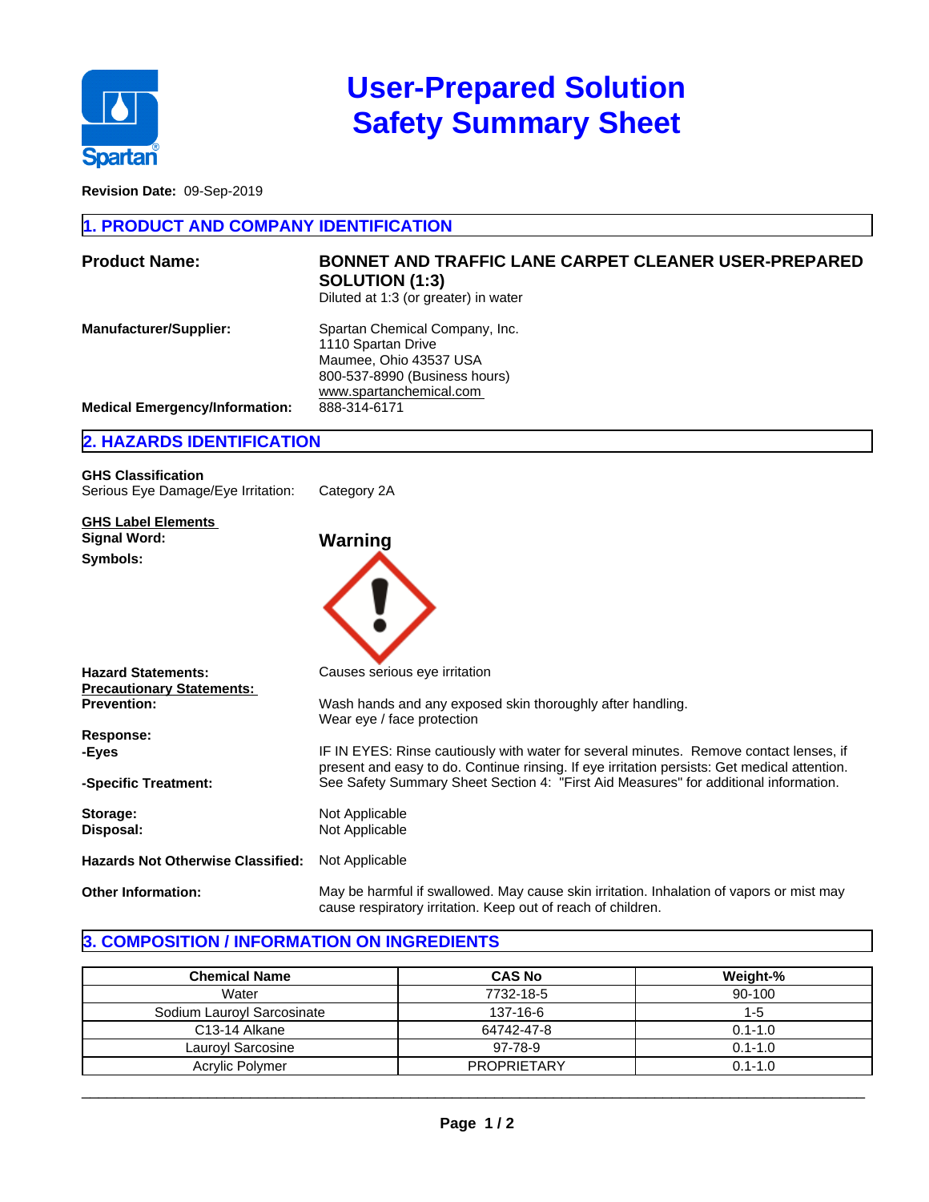# User-Prepared Solution Safety Summary Sheet

**Revision Date:** 09-Sep-2019

## 1. PRODUCT AND COMPANY IDENTIFICATION

**Product Name:** **BONNET AND TRAFFIC LANE CARPET CLEANER USER-PREPARED SOLUTION (1:3)**
Diluted at 1:3 (or greater) in water

**Manufacturer/Supplier:** Spartan Chemical Company, Inc.
1110 Spartan Drive
Maumee, Ohio 43537 USA
800-537-8990 (Business hours)
www.spartanchemical.com

**Medical Emergency/Information:** 888-314-6171

## 2. HAZARDS IDENTIFICATION

**GHS Classification**
Serious Eye Damage/Eye Irritation: Category 2A

**GHS Label Elements**
**Signal Word:** **Warning**
**Symbols:**

**Hazard Statements:** Causes serious eye irritation

**Precautionary Statements:**
**Prevention:** Wash hands and any exposed skin thoroughly after handling.
Wear eye / face protection

**Response:**
**-Eyes** IF IN EYES: Rinse cautiously with water for several minutes. Remove contact lenses, if present and easy to do. Continue rinsing. If eye irritation persists: Get medical attention.
**-Specific Treatment:** See Safety Summary Sheet Section 4: "First Aid Measures" for additional information.

**Storage:** Not Applicable
**Disposal:** Not Applicable

**Hazards Not Otherwise Classified:** Not Applicable

**Other Information:** May be harmful if swallowed. May cause skin irritation. Inhalation of vapors or mist may cause respiratory irritation. Keep out of reach of children.

## 3. COMPOSITION / INFORMATION ON INGREDIENTS

| Chemical Name | CAS No | Weight-% |
|---|---|---|
| Water | 7732-18-5 | 90-100 |
| Sodium Lauroyl Sarcosinate | 137-16-6 | 1-5 |
| C13-14 Alkane | 64742-47-8 | 0.1-1.0 |
| Lauroyl Sarcosine | 97-78-9 | 0.1-1.0 |
| Acrylic Polymer | PROPRIETARY | 0.1-1.0 |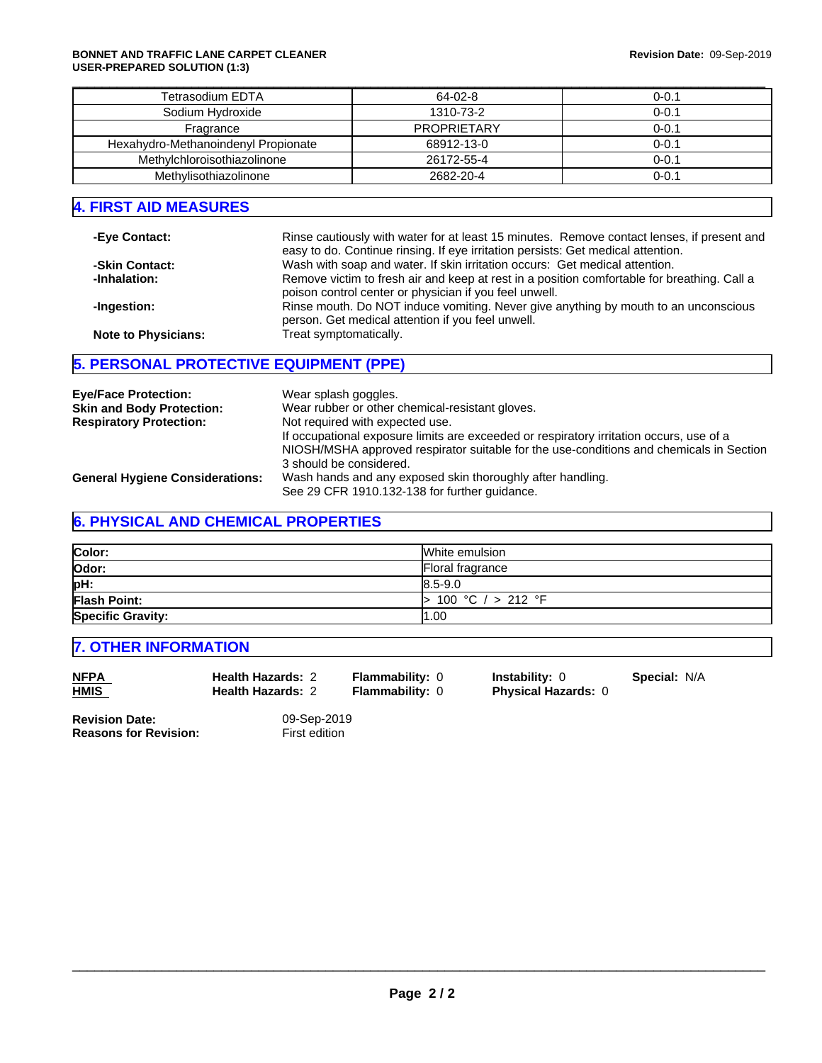| | | |
|---|---|---|
| Tetrasodium EDTA | 64-02-8 | 0-0.1 |
| Sodium Hydroxide | 1310-73-2 | 0-0.1 |
| Fragrance | PROPRIETARY | 0-0.1 |
| Hexahydro-Methanoindenyl Propionate | 68912-13-0 | 0-0.1 |
| Methylchloroisothiazolinone | 26172-55-4 | 0-0.1 |
| Methylisothiazolinone | 2682-20-4 | 0-0.1 |

## 4. FIRST AID MEASURES

**-Eye Contact:** Rinse cautiously with water for at least 15 minutes. Remove contact lenses, if present and easy to do. Continue rinsing. If eye irritation persists: Get medical attention.

**-Skin Contact:** Wash with soap and water. If skin irritation occurs: Get medical attention.

**-Inhalation:** Remove victim to fresh air and keep at rest in a position comfortable for breathing. Call a poison control center or physician if you feel unwell.

**-Ingestion:** Rinse mouth. Do NOT induce vomiting. Never give anything by mouth to an unconscious person. Get medical attention if you feel unwell.

**Note to Physicians:** Treat symptomatically.

## 5. PERSONAL PROTECTIVE EQUIPMENT (PPE)

**Eye/Face Protection:** Wear splash goggles.

**Skin and Body Protection:** Wear rubber or other chemical-resistant gloves.

**Respiratory Protection:** Not required with expected use.
If occupational exposure limits are exceeded or respiratory irritation occurs, use of a NIOSH/MSHA approved respirator suitable for the use-conditions and chemicals in Section 3 should be considered.

**General Hygiene Considerations:** Wash hands and any exposed skin thoroughly after handling.
See 29 CFR 1910.132-138 for further guidance.

## 6. PHYSICAL AND CHEMICAL PROPERTIES

| | |
|---|---|
| **Color:** | White emulsion |
| **Odor:** | Floral fragrance |
| **pH:** | 8.5-9.0 |
| **Flash Point:** | > 100 °C / > 212 °F |
| **Specific Gravity:** | 1.00 |

## 7. OTHER INFORMATION

| | | | | |
|---|---|---|---|---|
| **NFPA** | **Health Hazards:** 2 | **Flammability:** 0 | **Instability:** 0 | **Special:** N/A |
| **HMIS** | **Health Hazards:** 2 | **Flammability:** 0 | **Physical Hazards:** 0 | |

**Revision Date:** 09-Sep-2019
**Reasons for Revision:** First edition